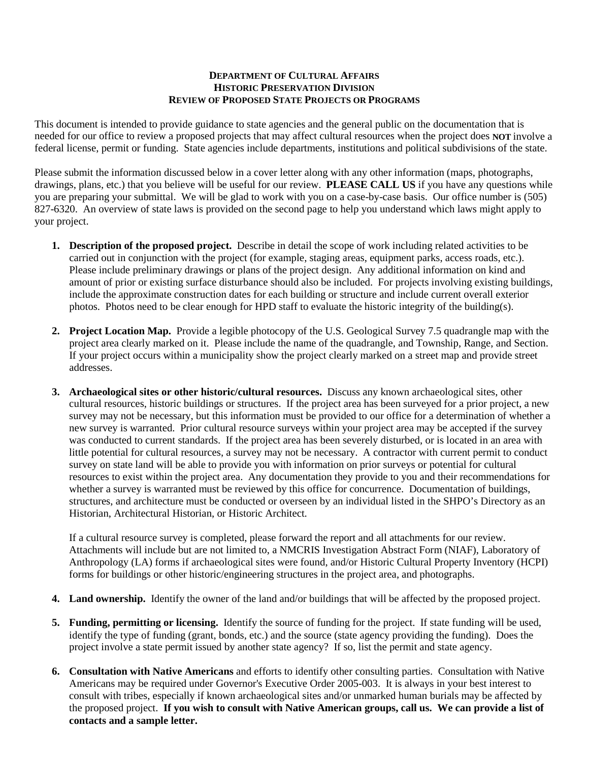**DEPARTMENT OF CULTURAL AFFAIRS**
**HISTORIC PRESERVATION DIVISION**
**REVIEW OF PROPOSED STATE PROJECTS OR PROGRAMS**

This document is intended to provide guidance to state agencies and the general public on the documentation that is needed for our office to review a proposed projects that may affect cultural resources when the project does **NOT** involve a federal license, permit or funding. State agencies include departments, institutions and political subdivisions of the state.

Please submit the information discussed below in a cover letter along with any other information (maps, photographs, drawings, plans, etc.) that you believe will be useful for our review. **PLEASE CALL US** if you have any questions while you are preparing your submittal. We will be glad to work with you on a case-by-case basis. Our office number is (505) 827-6320. An overview of state laws is provided on the second page to help you understand which laws might apply to your project.

1. **Description of the proposed project.** Describe in detail the scope of work including related activities to be carried out in conjunction with the project (for example, staging areas, equipment parks, access roads, etc.). Please include preliminary drawings or plans of the project design. Any additional information on kind and amount of prior or existing surface disturbance should also be included. For projects involving existing buildings, include the approximate construction dates for each building or structure and include current overall exterior photos. Photos need to be clear enough for HPD staff to evaluate the historic integrity of the building(s).

2. **Project Location Map.** Provide a legible photocopy of the U.S. Geological Survey 7.5 quadrangle map with the project area clearly marked on it. Please include the name of the quadrangle, and Township, Range, and Section. If your project occurs within a municipality show the project clearly marked on a street map and provide street addresses.

3. **Archaeological sites or other historic/cultural resources.** Discuss any known archaeological sites, other cultural resources, historic buildings or structures. If the project area has been surveyed for a prior project, a new survey may not be necessary, but this information must be provided to our office for a determination of whether a new survey is warranted. Prior cultural resource surveys within your project area may be accepted if the survey was conducted to current standards. If the project area has been severely disturbed, or is located in an area with little potential for cultural resources, a survey may not be necessary. A contractor with current permit to conduct survey on state land will be able to provide you with information on prior surveys or potential for cultural resources to exist within the project area. Any documentation they provide to you and their recommendations for whether a survey is warranted must be reviewed by this office for concurrence. Documentation of buildings, structures, and architecture must be conducted or overseen by an individual listed in the SHPO's Directory as an Historian, Architectural Historian, or Historic Architect.

   If a cultural resource survey is completed, please forward the report and all attachments for our review. Attachments will include but are not limited to, a NMCRIS Investigation Abstract Form (NIAF), Laboratory of Anthropology (LA) forms if archaeological sites were found, and/or Historic Cultural Property Inventory (HCPI) forms for buildings or other historic/engineering structures in the project area, and photographs.

4. **Land ownership.** Identify the owner of the land and/or buildings that will be affected by the proposed project.

5. **Funding, permitting or licensing.** Identify the source of funding for the project. If state funding will be used, identify the type of funding (grant, bonds, etc.) and the source (state agency providing the funding). Does the project involve a state permit issued by another state agency? If so, list the permit and state agency.

6. **Consultation with Native Americans** and efforts to identify other consulting parties. Consultation with Native Americans may be required under Governor's Executive Order 2005-003. It is always in your best interest to consult with tribes, especially if known archaeological sites and/or unmarked human burials may be affected by the proposed project. **If you wish to consult with Native American groups, call us. We can provide a list of contacts and a sample letter.**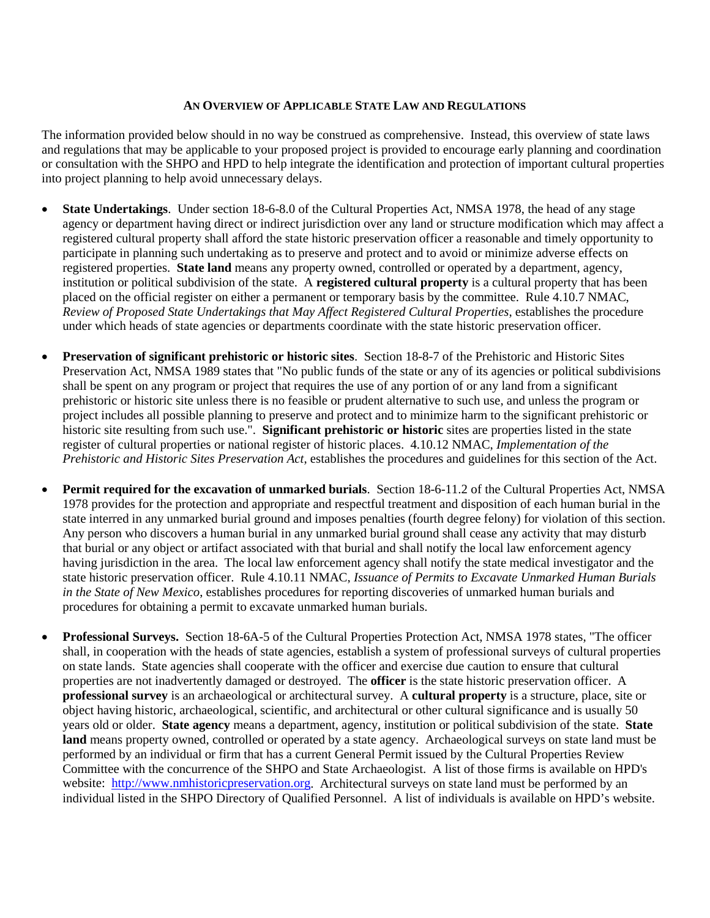**AN OVERVIEW OF APPLICABLE STATE LAW AND REGULATIONS**

The information provided below should in no way be construed as comprehensive. Instead, this overview of state laws and regulations that may be applicable to your proposed project is provided to encourage early planning and coordination or consultation with the SHPO and HPD to help integrate the identification and protection of important cultural properties into project planning to help avoid unnecessary delays.

- **State Undertakings**. Under section 18-6-8.0 of the Cultural Properties Act, NMSA 1978, the head of any stage agency or department having direct or indirect jurisdiction over any land or structure modification which may affect a registered cultural property shall afford the state historic preservation officer a reasonable and timely opportunity to participate in planning such undertaking as to preserve and protect and to avoid or minimize adverse effects on registered properties. **State land** means any property owned, controlled or operated by a department, agency, institution or political subdivision of the state. A **registered cultural property** is a cultural property that has been placed on the official register on either a permanent or temporary basis by the committee. Rule 4.10.7 NMAC, *Review of Proposed State Undertakings that May Affect Registered Cultural Properties*, establishes the procedure under which heads of state agencies or departments coordinate with the state historic preservation officer.

- **Preservation of significant prehistoric or historic sites**. Section 18-8-7 of the Prehistoric and Historic Sites Preservation Act, NMSA 1989 states that "No public funds of the state or any of its agencies or political subdivisions shall be spent on any program or project that requires the use of any portion of or any land from a significant prehistoric or historic site unless there is no feasible or prudent alternative to such use, and unless the program or project includes all possible planning to preserve and protect and to minimize harm to the significant prehistoric or historic site resulting from such use.". **Significant prehistoric or historic** sites are properties listed in the state register of cultural properties or national register of historic places. 4.10.12 NMAC, *Implementation of the Prehistoric and Historic Sites Preservation Act,* establishes the procedures and guidelines for this section of the Act.

- **Permit required for the excavation of unmarked burials**. Section 18-6-11.2 of the Cultural Properties Act, NMSA 1978 provides for the protection and appropriate and respectful treatment and disposition of each human burial in the state interred in any unmarked burial ground and imposes penalties (fourth degree felony) for violation of this section. Any person who discovers a human burial in any unmarked burial ground shall cease any activity that may disturb that burial or any object or artifact associated with that burial and shall notify the local law enforcement agency having jurisdiction in the area. The local law enforcement agency shall notify the state medical investigator and the state historic preservation officer. Rule 4.10.11 NMAC, *Issuance of Permits to Excavate Unmarked Human Burials in the State of New Mexico*, establishes procedures for reporting discoveries of unmarked human burials and procedures for obtaining a permit to excavate unmarked human burials.

- **Professional Surveys.** Section 18-6A-5 of the Cultural Properties Protection Act, NMSA 1978 states, "The officer shall, in cooperation with the heads of state agencies, establish a system of professional surveys of cultural properties on state lands. State agencies shall cooperate with the officer and exercise due caution to ensure that cultural properties are not inadvertently damaged or destroyed. The **officer** is the state historic preservation officer. A **professional survey** is an archaeological or architectural survey. A **cultural property** is a structure, place, site or object having historic, archaeological, scientific, and architectural or other cultural significance and is usually 50 years old or older. **State agency** means a department, agency, institution or political subdivision of the state. **State land** means property owned, controlled or operated by a state agency. Archaeological surveys on state land must be performed by an individual or firm that has a current General Permit issued by the Cultural Properties Review Committee with the concurrence of the SHPO and State Archaeologist. A list of those firms is available on HPD's website: [http://www.nmhistoricpreservation.org](http://www.nmhistoricpreservation.org). Architectural surveys on state land must be performed by an individual listed in the SHPO Directory of Qualified Personnel. A list of individuals is available on HPD's website.